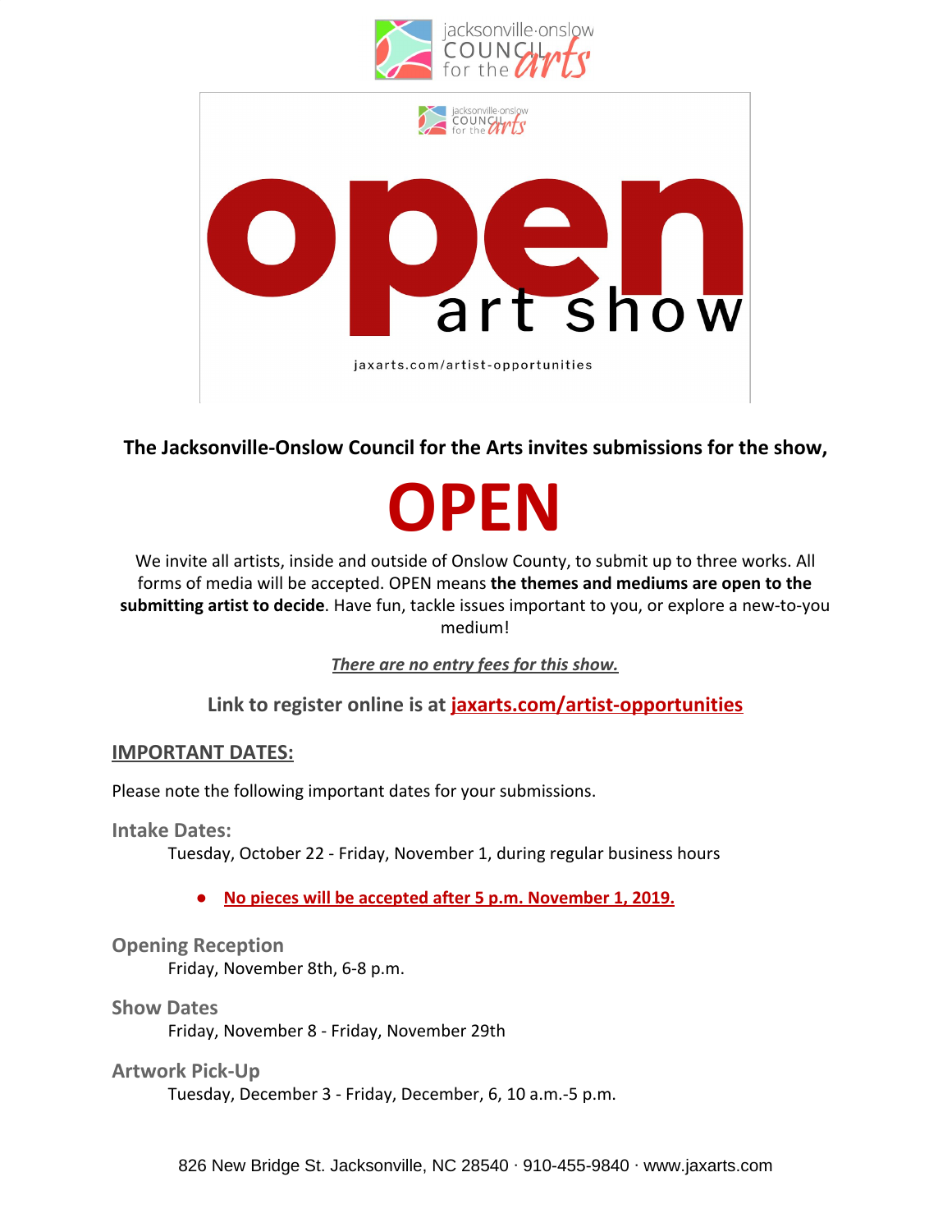jacksonville·onslow COUNCIL for the arts

jacksonville·onslow COUNCIL for the arts

# open art show

jaxarts.com/artist-opportunities

**The Jacksonville-Onslow Council for the Arts invites submissions for the show,**

# OPEN

We invite all artists, inside and outside of Onslow County, to submit up to three works. All forms of media will be accepted. OPEN means **the themes and mediums are open to the submitting artist to decide**. Have fun, tackle issues important to you, or explore a new-to-you medium!

***There are no entry fees for this show.***

**Link to register online is at jaxarts.com/artist-opportunities**

## IMPORTANT DATES:

Please note the following important dates for your submissions.

### Intake Dates:

Tuesday, October 22 - Friday, November 1, during regular business hours

- **No pieces will be accepted after 5 p.m. November 1, 2019.**

### Opening Reception

Friday, November 8th, 6-8 p.m.

### Show Dates

Friday, November 8 - Friday, November 29th

### Artwork Pick-Up

Tuesday, December 3 - Friday, December, 6, 10 a.m.-5 p.m.

826 New Bridge St. Jacksonville, NC 28540 · 910-455-9840 · www.jaxarts.com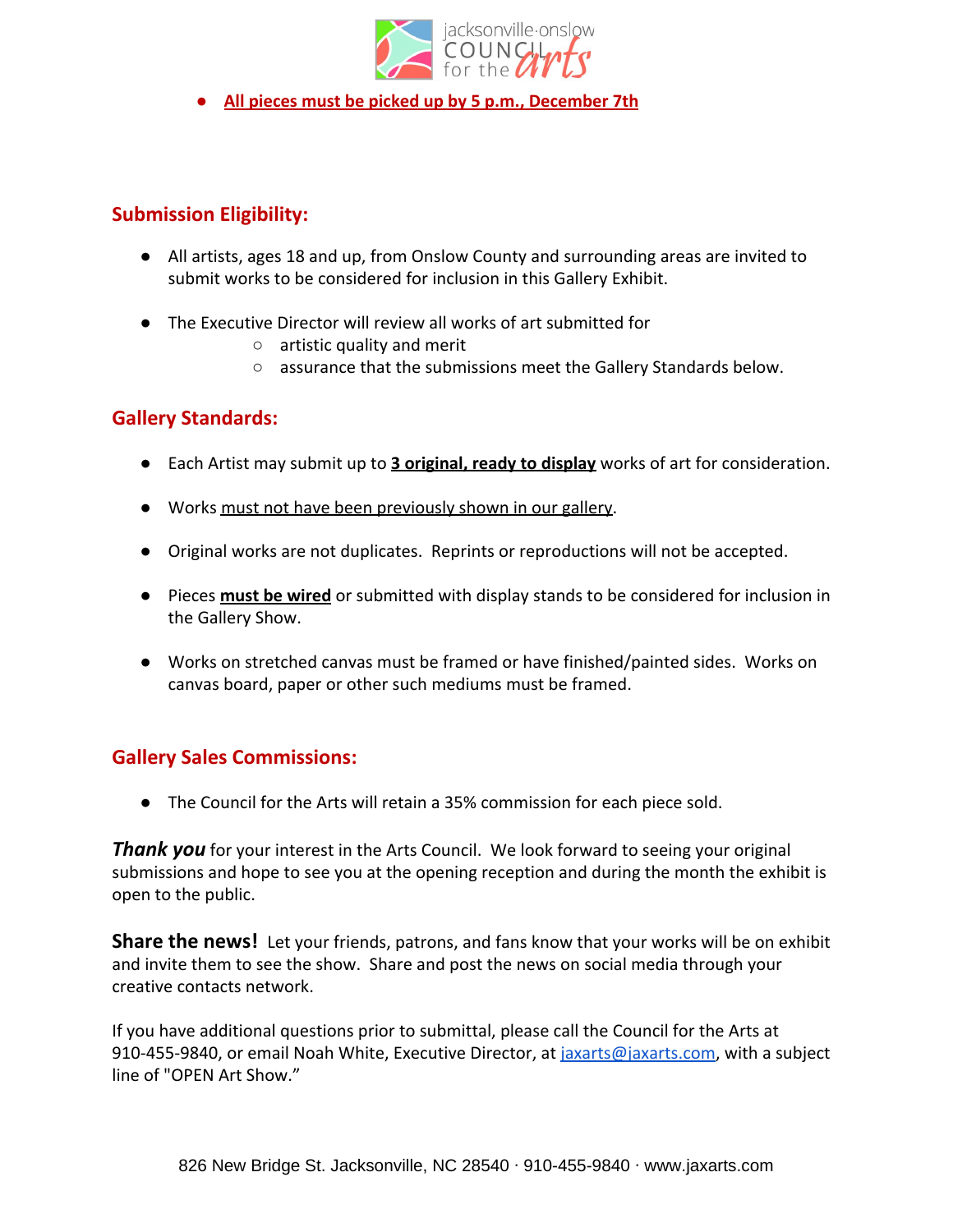- **All pieces must be picked up by 5 p.m., December 7th**

## Submission Eligibility:

- All artists, ages 18 and up, from Onslow County and surrounding areas are invited to submit works to be considered for inclusion in this Gallery Exhibit.
- The Executive Director will review all works of art submitted for
  - artistic quality and merit
  - assurance that the submissions meet the Gallery Standards below.

## Gallery Standards:

- Each Artist may submit up to **3 original, ready to display** works of art for consideration.
- Works must not have been previously shown in our gallery.
- Original works are not duplicates. Reprints or reproductions will not be accepted.
- Pieces **must be wired** or submitted with display stands to be considered for inclusion in the Gallery Show.
- Works on stretched canvas must be framed or have finished/painted sides. Works on canvas board, paper or other such mediums must be framed.

## Gallery Sales Commissions:

- The Council for the Arts will retain a 35% commission for each piece sold.

***Thank you*** for your interest in the Arts Council. We look forward to seeing your original submissions and hope to see you at the opening reception and during the month the exhibit is open to the public.

**Share the news!** Let your friends, patrons, and fans know that your works will be on exhibit and invite them to see the show. Share and post the news on social media through your creative contacts network.

If you have additional questions prior to submittal, please call the Council for the Arts at 910-455-9840, or email Noah White, Executive Director, at jaxarts@jaxarts.com, with a subject line of "OPEN Art Show."

826 New Bridge St. Jacksonville, NC 28540 · 910-455-9840 · www.jaxarts.com